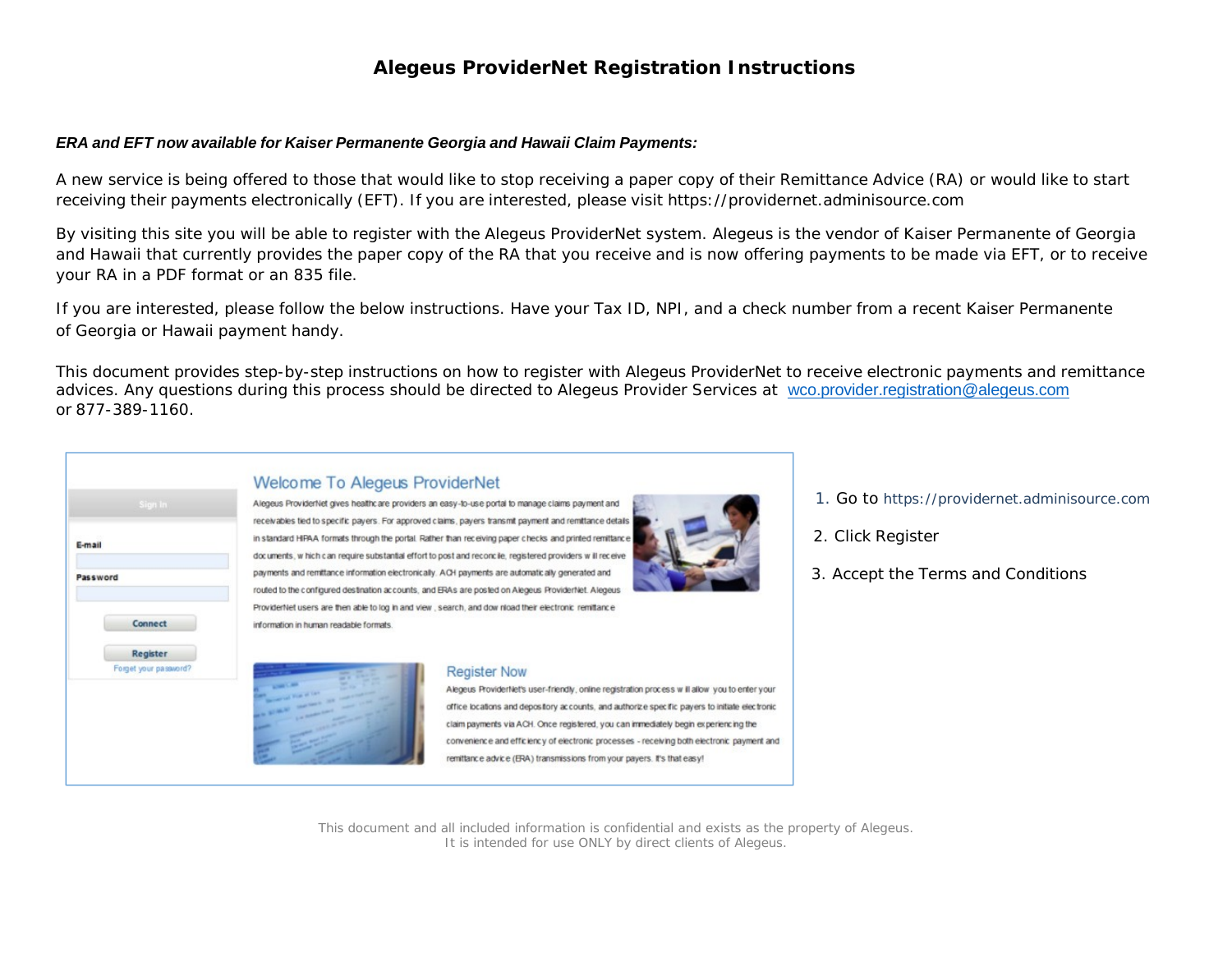# Alegeus ProviderNet Registration Instructions

***ERA and EFT now available for Kaiser Permanente Georgia and Hawaii Claim Payments:***

A new service is being offered to those that would like to stop receiving a paper copy of their Remittance Advice (RA) or would like to start receiving their payments electronically (EFT). If you are interested, please visit https://providernet.adminisource.com

By visiting this site you will be able to register with the Alegeus ProviderNet system. Alegeus is the vendor of Kaiser Permanente of Georgia and Hawaii that currently provides the paper copy of the RA that you receive and is now offering payments to be made via EFT, or to receive your RA in a PDF format or an 835 file.

If you are interested, please follow the below instructions. Have your Tax ID, NPI, and a check number from a recent Kaiser Permanente of Georgia or Hawaii payment handy.

This document provides step-by-step instructions on how to register with Alegeus ProviderNet to receive electronic payments and remittance advices. Any questions during this process should be directed to Alegeus Provider Services at wco.provider.registration@alegeus.com or 877-389-1160.

1. Go to https://providernet.adminisource.com
2. Click Register
3. Accept the Terms and Conditions

This document and all included information is confidential and exists as the property of Alegeus.
It is intended for use ONLY by direct clients of Alegeus.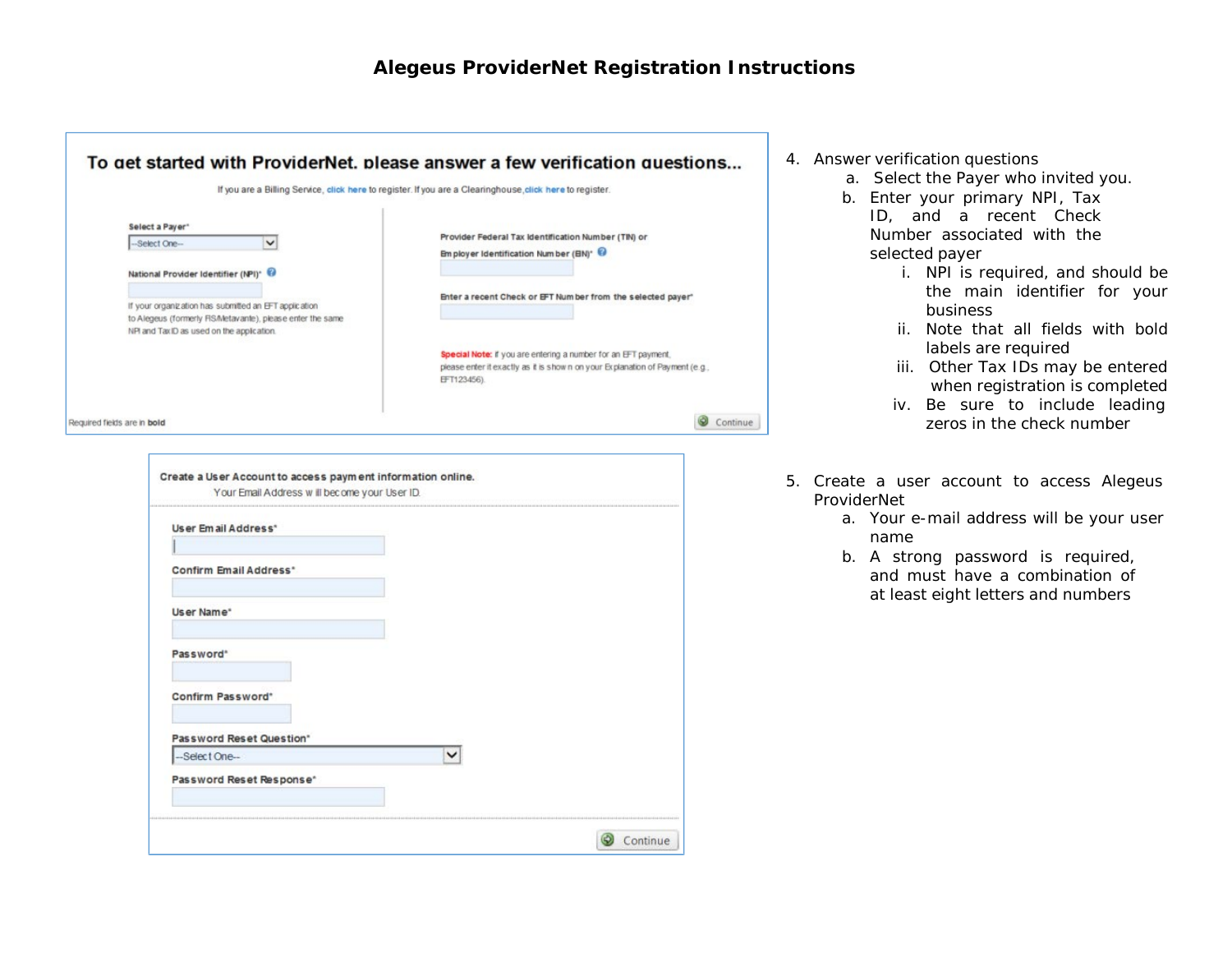# Alegeus ProviderNet Registration Instructions

**To get started with ProviderNet, please answer a few verification questions...**

If you are a Billing Service, click here to register. If you are a Clearinghouse, click here to register.

**Select a Payer***

--Select One--

**National Provider Identifier (NPI)***

If your organization has submitted an EFT application to Alegeus (formerly FIS/Metavante), please enter the same NPI and Tax ID as used on the application.

**Provider Federal Tax Identification Number (TIN) or Employer Identification Number (EIN)***

**Enter a recent Check or EFT Number from the selected payer***

**Special Note:** If you are entering a number for an EFT payment, please enter it exactly as it is shown on your Explanation of Payment (e.g. EFT123456).

Required fields are in **bold**

Continue

4. Answer verification questions
   a. Select the Payer who invited you.
   b. Enter your primary NPI, Tax ID, and a recent Check Number associated with the selected payer
      i. NPI is required, and should be the main identifier for your business
      ii. Note that all fields with bold labels are required
      iii. Other Tax IDs may be entered when registration is completed
      iv. Be sure to include leading zeros in the check number

**Create a User Account to access payment information online.**

Your Email Address will become your User ID.

**User Email Address***

**Confirm Email Address***

**User Name***

**Password***

**Confirm Password***

**Password Reset Question***

--Select One--

**Password Reset Response***

Continue

5. Create a user account to access Alegeus ProviderNet
   a. Your e-mail address will be your user name
   b. A strong password is required, and must have a combination of at least eight letters and numbers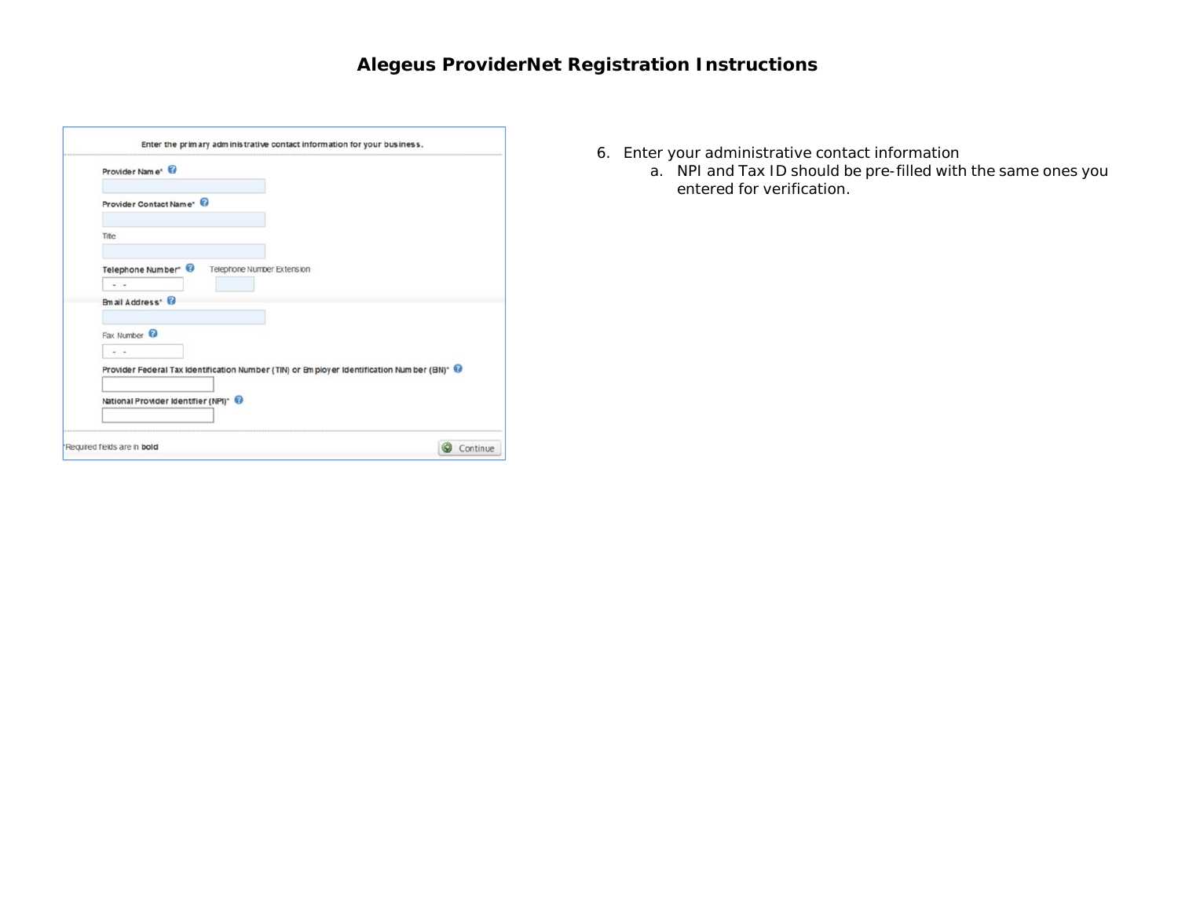Enter the primary administrative contact information for your business.

**Provider Name***

**Provider Contact Name***

Title

**Telephone Number*** Telephone Number Extension

**Email Address***

Fax Number

**Provider Federal Tax Identification Number (TIN) or Employer Identification Number (EIN)***

**National Provider Identifier (NPI)***

*Required fields are in **bold**

Continue

6. Enter your administrative contact information
   a. NPI and Tax ID should be pre-filled with the same ones you entered for verification.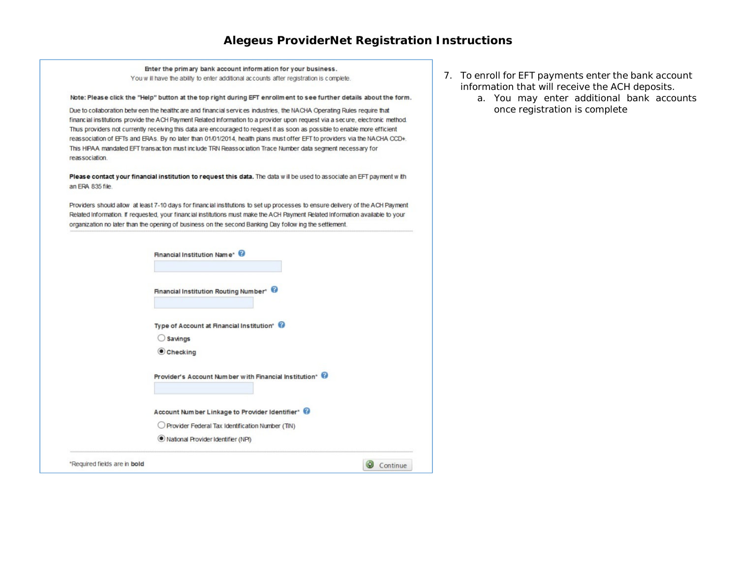# Alegeus ProviderNet Registration Instructions

**Enter the primary bank account information for your business.**

You will have the ability to enter additional accounts after registration is complete.

**Note: Please click the "Help" button at the top right during EFT enrollment to see further details about the form.**

Due to collaboration between the healthcare and financial services industries, the NACHA Operating Rules require that financial institutions provide the ACH Payment Related Information to a provider upon request via a secure, electronic method. Thus providers not currently receiving this data are encouraged to request it as soon as possible to enable more efficient reassociation of EFTs and ERAs. By no later than 01/01/2014, health plans must offer EFT to providers via the NACHA CCD+. This HIPAA mandated EFT transaction must include TRN Reassociation Trace Number data segment necessary for reassociation.

**Please contact your financial institution to request this data.** The data will be used to associate an EFT payment with an ERA 835 file.

Providers should allow at least 7-10 days for financial institutions to set up processes to ensure delivery of the ACH Payment Related Information. If requested, your financial institutions must make the ACH Payment Related Information available to your organization no later than the opening of business on the second Banking Day following the settlement.

**Financial Institution Name***

**Financial Institution Routing Number***

**Type of Account at Financial Institution***
- ○ Savings
- ◉ Checking

**Provider's Account Number with Financial Institution***

**Account Number Linkage to Provider Identifier***
- ○ Provider Federal Tax Identification Number (TIN)
- ◉ National Provider Identifier (NPI)

*Required fields are in **bold**

Continue

7. To enroll for EFT payments enter the bank account information that will receive the ACH deposits.
   a. You may enter additional bank accounts once registration is complete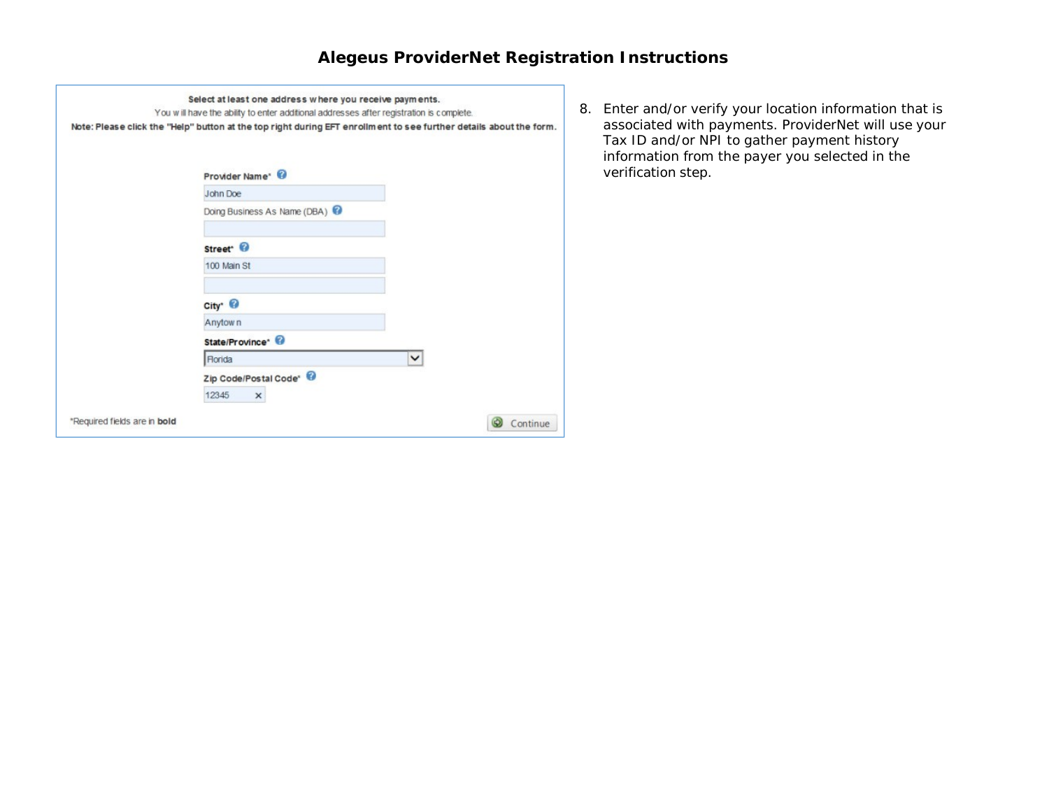# Alegeus ProviderNet Registration Instructions

**Select at least one address where you receive payments.**

You will have the ability to enter additional addresses after registration is complete.

**Note: Please click the "Help" button at the top right during EFT enrollment to see further details about the form.**

**Provider Name***

John Doe

Doing Business As Name (DBA)

**Street***

100 Main St

**City***

Anytown

**State/Province***

Florida

**Zip Code/Postal Code***

12345

*Required fields are in **bold**

Continue

8. Enter and/or verify your location information that is associated with payments. ProviderNet will use your Tax ID and/or NPI to gather payment history information from the payer you selected in the verification step.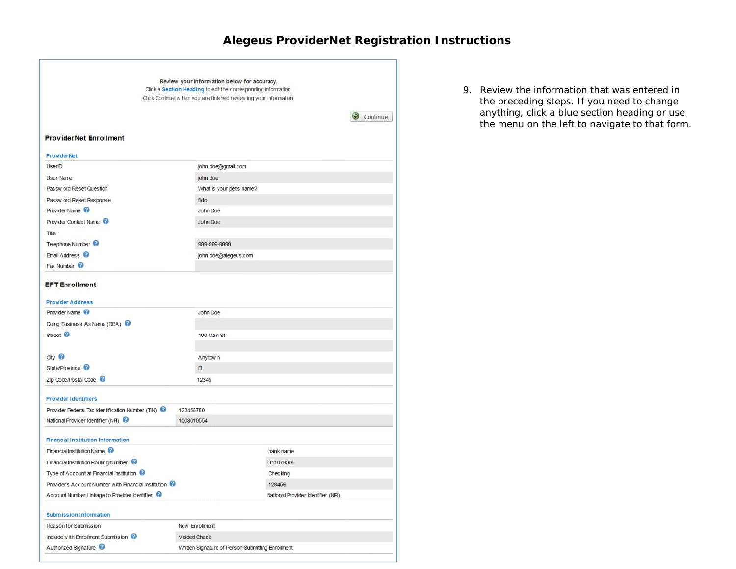# Alegeus ProviderNet Registration Instructions

**Review your information below for accuracy.**
Click a **Section Heading** to edit the corresponding information.
Click Continue when you are finished reviewing your information.

Continue

### ProviderNet Enrollment

**ProviderNet**

| | |
|---|---|
| UserID | john.doe@gmail.com |
| User Name | john doe |
| Password Reset Question | What is your pet's name? |
| Password Reset Response | fido |
| Provider Name | John Doe |
| Provider Contact Name | John Doe |
| Title | |
| Telephone Number | 999-999-9999 |
| Email Address | john.doe@alegeus.com |
| Fax Number | |

### EFT Enrollment

**Provider Address**

| | |
|---|---|
| Provider Name | John Doe |
| Doing Business As Name (DBA) | |
| Street | 100 Main St |
| | |
| City | Anytown |
| State/Province | FL |
| Zip Code/Postal Code | 12345 |

**Provider Identifiers**

| | |
|---|---|
| Provider Federal Tax Identification Number (TIN) | 123456789 |
| National Provider Identifier (NPI) | 1003010554 |

**Financial Institution Information**

| | |
|---|---|
| Financial Institution Name | bank name |
| Financial Institution Routing Number | 311079306 |
| Type of Account at Financial Institution | Checking |
| Provider's Account Number with Financial Institution | 123456 |
| Account Number Linkage to Provider Identifier | National Provider Identifier (NPI) |

**Submission Information**

| | |
|---|---|
| Reason for Submission | New Enrollment |
| Include with Enrollment Submission | Voided Check |
| Authorized Signature | Written Signature of Person Submitting Enrollment |

9. Review the information that was entered in the preceding steps. If you need to change anything, click a blue section heading or use the menu on the left to navigate to that form.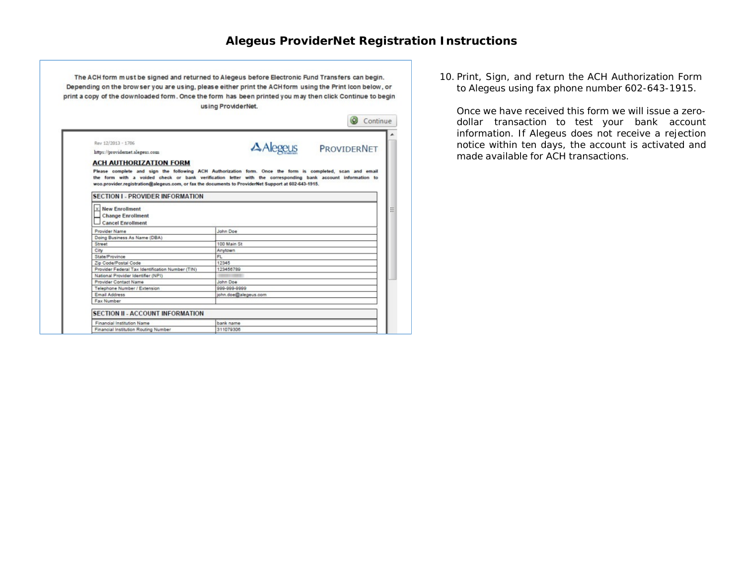## Alegeus ProviderNet Registration Instructions

The ACH form must be signed and returned to Alegeus before Electronic Fund Transfers can begin. Depending on the browser you are using, please either print the ACH form using the Print Icon below, or print a copy of the downloaded form. Once the form has been printed you may then click Continue to begin using ProviderNet.

Continue

Rev 12/2013 - 1786

https://providernet.alegeus.com

Alegeus ProviderNet

**ACH AUTHORIZATION FORM**

**Please complete and sign the following ACH Authorization form. Once the form is completed, scan and email the form with a voided check or bank verification letter with the corresponding bank account information to wco.provider.registration@alegeus.com, or fax the documents to ProviderNet Support at 602-643-1915.**

**SECTION I - PROVIDER INFORMATION**

- [x] New Enrollment
- [ ] Change Enrollment
- [ ] Cancel Enrollment

| Field | Value |
| --- | --- |
| Provider Name | John Doe |
| Doing Business As Name (DBA) | |
| Street | 100 Main St |
| City | Anytown |
| State/Province | FL |
| Zip Code/Postal Code | 12345 |
| Provider Federal Tax Identification Number (TIN) | 123456789 |
| National Provider Identifier (NPI) | |
| Provider Contact Name | John Doe |
| Telephone Number / Extension | 999-999-9999 |
| Email Address | john.doe@alegeus.com |
| Fax Number | |

**SECTION II - ACCOUNT INFORMATION**

| Field | Value |
| --- | --- |
| Financial Institution Name | bank name |
| Financial Institution Routing Number | 311079306 |

10. Print, Sign, and return the ACH Authorization Form to Alegeus using fax phone number 602-643-1915.

    Once we have received this form we will issue a zero-dollar transaction to test your bank account information. If Alegeus does not receive a rejection notice within ten days, the account is activated and made available for ACH transactions.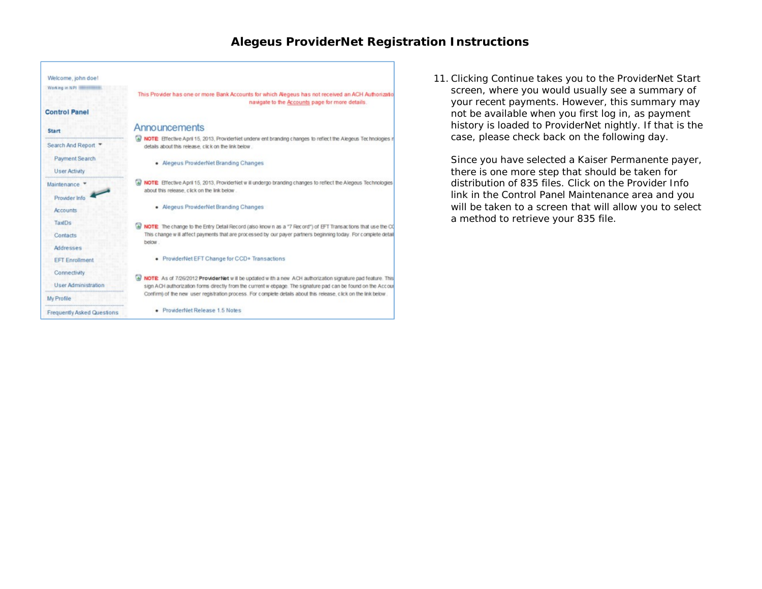11. Clicking Continue takes you to the ProviderNet Start screen, where you would usually see a summary of your recent payments. However, this summary may not be available when you first log in, as payment history is loaded to ProviderNet nightly. If that is the case, please check back on the following day.

    Since you have selected a Kaiser Permanente payer, there is one more step that should be taken for distribution of 835 files. Click on the Provider Info link in the Control Panel Maintenance area and you will be taken to a screen that will allow you to select a method to retrieve your 835 file.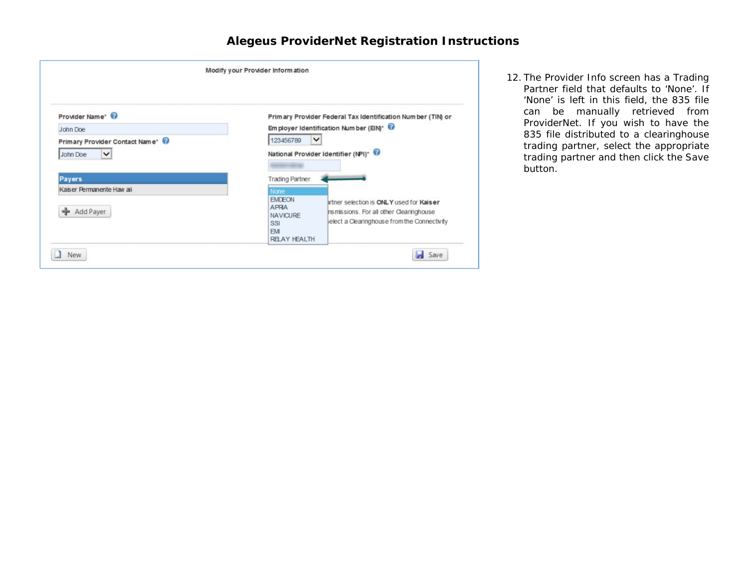12. The Provider Info screen has a Trading Partner field that defaults to 'None'. If 'None' is left in this field, the 835 file can be manually retrieved from ProviderNet. If you wish to have the 835 file distributed to a clearinghouse trading partner, select the appropriate trading partner and then click the Save button.